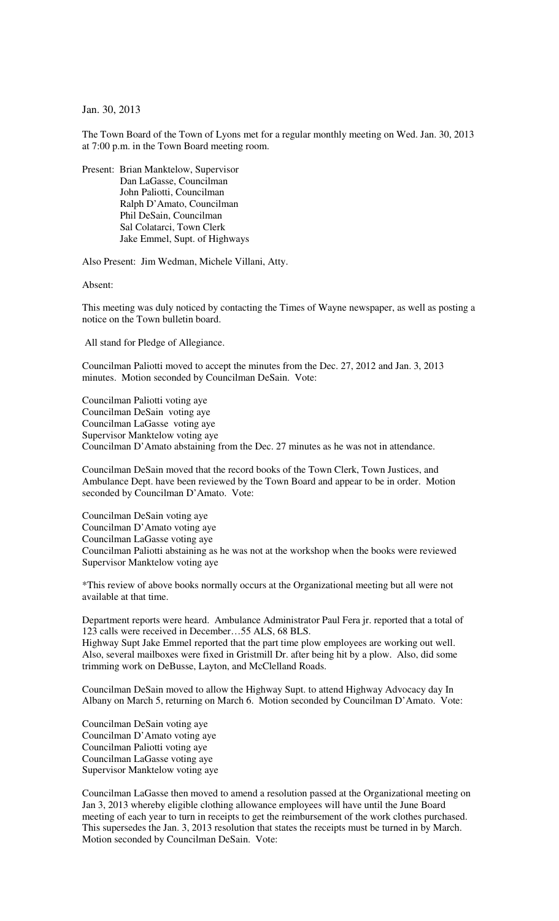Jan. 30, 2013

The Town Board of the Town of Lyons met for a regular monthly meeting on Wed. Jan. 30, 2013 at 7:00 p.m. in the Town Board meeting room.

Present: Brian Manktelow, Supervisor
Dan LaGasse, Councilman
John Paliotti, Councilman
Ralph D'Amato, Councilman
Phil DeSain, Councilman
Sal Colatarci, Town Clerk
Jake Emmel, Supt. of Highways

Also Present: Jim Wedman, Michele Villani, Atty.

Absent:

This meeting was duly noticed by contacting the Times of Wayne newspaper, as well as posting a notice on the Town bulletin board.

All stand for Pledge of Allegiance.

Councilman Paliotti moved to accept the minutes from the Dec. 27, 2012 and Jan. 3, 2013 minutes. Motion seconded by Councilman DeSain. Vote:

Councilman Paliotti voting aye
Councilman DeSain voting aye
Councilman LaGasse voting aye
Supervisor Manktelow voting aye
Councilman D'Amato abstaining from the Dec. 27 minutes as he was not in attendance.

Councilman DeSain moved that the record books of the Town Clerk, Town Justices, and Ambulance Dept. have been reviewed by the Town Board and appear to be in order. Motion seconded by Councilman D'Amato. Vote:

Councilman DeSain voting aye
Councilman D'Amato voting aye
Councilman LaGasse voting aye
Councilman Paliotti abstaining as he was not at the workshop when the books were reviewed
Supervisor Manktelow voting aye

*This review of above books normally occurs at the Organizational meeting but all were not available at that time.

Department reports were heard. Ambulance Administrator Paul Fera jr. reported that a total of 123 calls were received in December…55 ALS, 68 BLS.
Highway Supt Jake Emmel reported that the part time plow employees are working out well. Also, several mailboxes were fixed in Gristmill Dr. after being hit by a plow. Also, did some trimming work on DeBusse, Layton, and McClelland Roads.

Councilman DeSain moved to allow the Highway Supt. to attend Highway Advocacy day In Albany on March 5, returning on March 6. Motion seconded by Councilman D'Amato. Vote:

Councilman DeSain voting aye
Councilman D'Amato voting aye
Councilman Paliotti voting aye
Councilman LaGasse voting aye
Supervisor Manktelow voting aye

Councilman LaGasse then moved to amend a resolution passed at the Organizational meeting on Jan 3, 2013 whereby eligible clothing allowance employees will have until the June Board meeting of each year to turn in receipts to get the reimbursement of the work clothes purchased. This supersedes the Jan. 3, 2013 resolution that states the receipts must be turned in by March. Motion seconded by Councilman DeSain. Vote: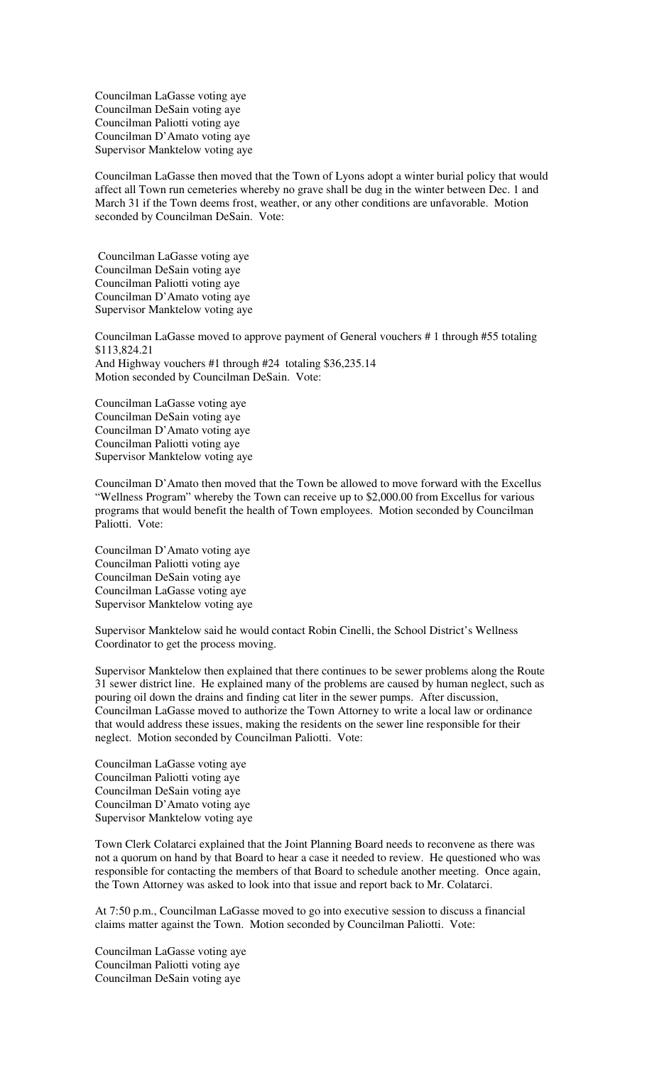Councilman LaGasse voting aye
Councilman DeSain voting aye
Councilman Paliotti voting aye
Councilman D'Amato voting aye
Supervisor Manktelow voting aye

Councilman LaGasse then moved that the Town of Lyons adopt a winter burial policy that would affect all Town run cemeteries whereby no grave shall be dug in the winter between Dec. 1 and March 31 if the Town deems frost, weather, or any other conditions are unfavorable. Motion seconded by Councilman DeSain. Vote:

Councilman LaGasse voting aye
Councilman DeSain voting aye
Councilman Paliotti voting aye
Councilman D'Amato voting aye
Supervisor Manktelow voting aye

Councilman LaGasse moved to approve payment of General vouchers # 1 through #55 totaling $113,824.21
And Highway vouchers #1 through #24 totaling $36,235.14
Motion seconded by Councilman DeSain. Vote:

Councilman LaGasse voting aye
Councilman DeSain voting aye
Councilman D'Amato voting aye
Councilman Paliotti voting aye
Supervisor Manktelow voting aye

Councilman D'Amato then moved that the Town be allowed to move forward with the Excellus "Wellness Program" whereby the Town can receive up to $2,000.00 from Excellus for various programs that would benefit the health of Town employees. Motion seconded by Councilman Paliotti. Vote:

Councilman D'Amato voting aye
Councilman Paliotti voting aye
Councilman DeSain voting aye
Councilman LaGasse voting aye
Supervisor Manktelow voting aye

Supervisor Manktelow said he would contact Robin Cinelli, the School District's Wellness Coordinator to get the process moving.

Supervisor Manktelow then explained that there continues to be sewer problems along the Route 31 sewer district line. He explained many of the problems are caused by human neglect, such as pouring oil down the drains and finding cat liter in the sewer pumps. After discussion, Councilman LaGasse moved to authorize the Town Attorney to write a local law or ordinance that would address these issues, making the residents on the sewer line responsible for their neglect. Motion seconded by Councilman Paliotti. Vote:

Councilman LaGasse voting aye
Councilman Paliotti voting aye
Councilman DeSain voting aye
Councilman D'Amato voting aye
Supervisor Manktelow voting aye

Town Clerk Colatarci explained that the Joint Planning Board needs to reconvene as there was not a quorum on hand by that Board to hear a case it needed to review. He questioned who was responsible for contacting the members of that Board to schedule another meeting. Once again, the Town Attorney was asked to look into that issue and report back to Mr. Colatarci.

At 7:50 p.m., Councilman LaGasse moved to go into executive session to discuss a financial claims matter against the Town. Motion seconded by Councilman Paliotti. Vote:

Councilman LaGasse voting aye
Councilman Paliotti voting aye
Councilman DeSain voting aye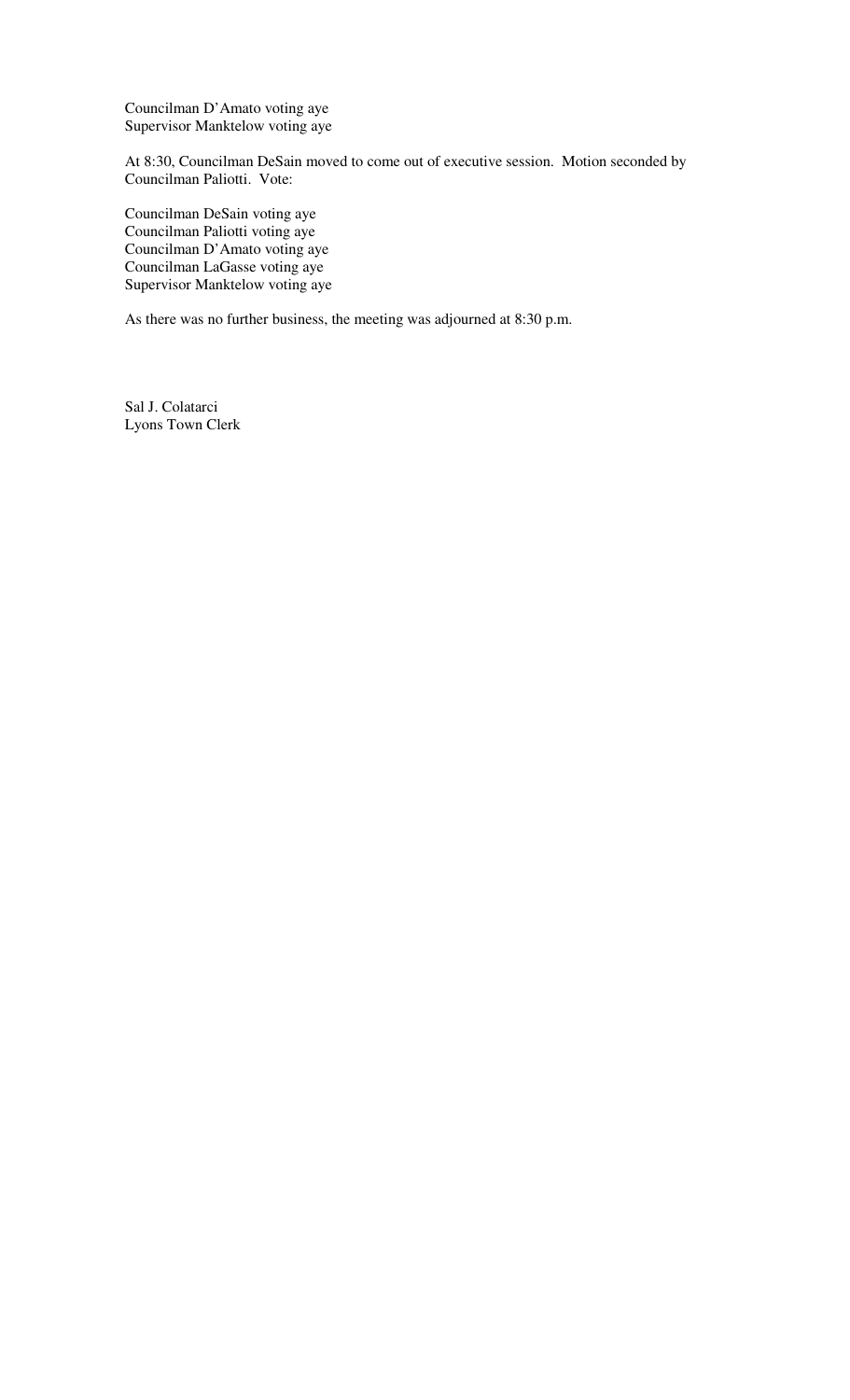Councilman D'Amato voting aye
Supervisor Manktelow voting aye

At 8:30, Councilman DeSain moved to come out of executive session. Motion seconded by Councilman Paliotti. Vote:

Councilman DeSain voting aye
Councilman Paliotti voting aye
Councilman D'Amato voting aye
Councilman LaGasse voting aye
Supervisor Manktelow voting aye

As there was no further business, the meeting was adjourned at 8:30 p.m.

Sal J. Colatarci
Lyons Town Clerk